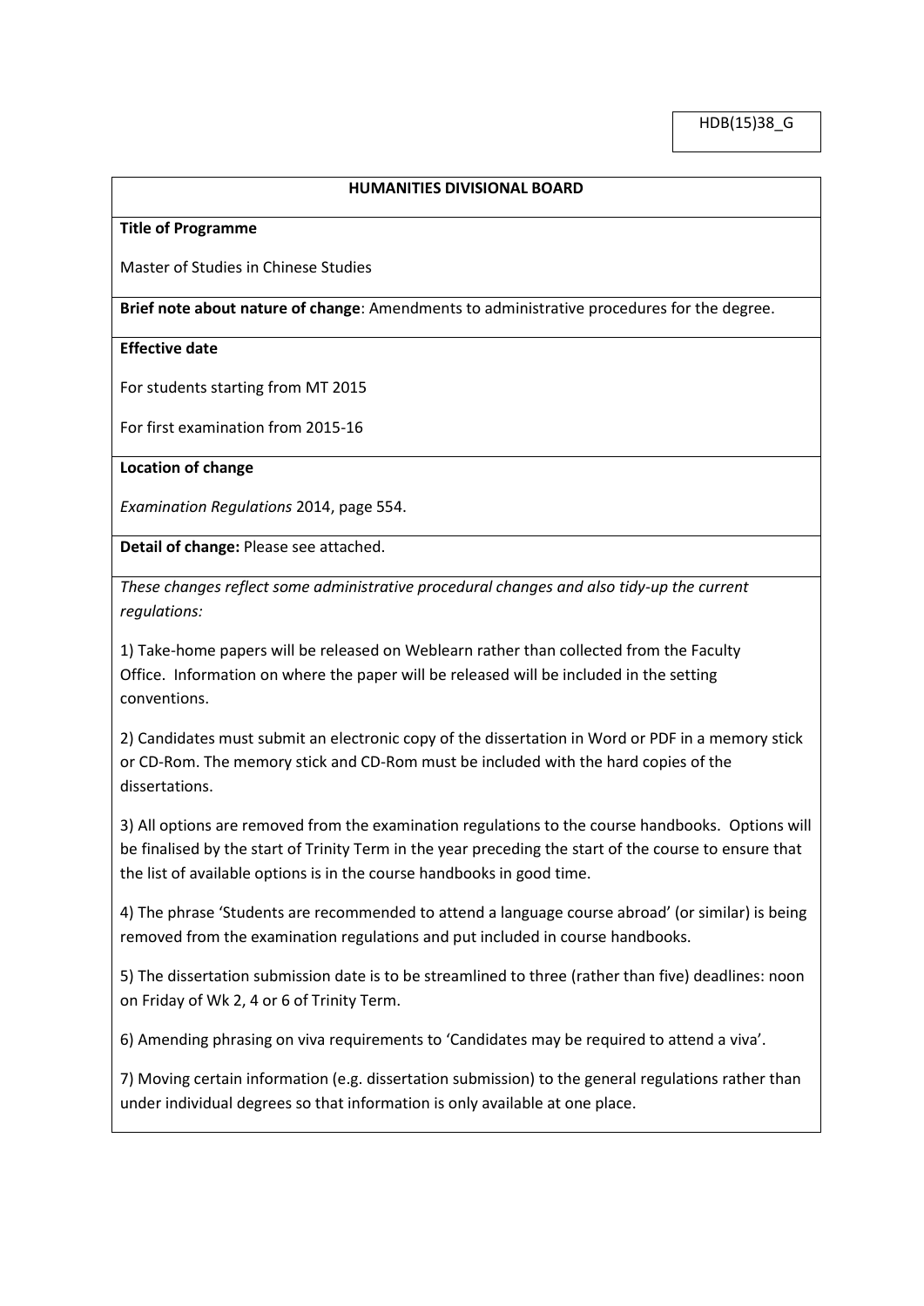HDB(15)38_G

**HUMANITIES DIVISIONAL BOARD**

**Title of Programme**

Master of Studies in Chinese Studies

**Brief note about nature of change**: Amendments to administrative procedures for the degree.

**Effective date**

For students starting from MT 2015

For first examination from 2015-16

**Location of change**

*Examination Regulations* 2014, page 554.

**Detail of change:** Please see attached.

*These changes reflect some administrative procedural changes and also tidy-up the current regulations:*

1) Take-home papers will be released on Weblearn rather than collected from the Faculty Office. Information on where the paper will be released will be included in the setting conventions.

2) Candidates must submit an electronic copy of the dissertation in Word or PDF in a memory stick or CD-Rom. The memory stick and CD-Rom must be included with the hard copies of the dissertations.

3) All options are removed from the examination regulations to the course handbooks. Options will be finalised by the start of Trinity Term in the year preceding the start of the course to ensure that the list of available options is in the course handbooks in good time.

4) The phrase 'Students are recommended to attend a language course abroad' (or similar) is being removed from the examination regulations and put included in course handbooks.

5) The dissertation submission date is to be streamlined to three (rather than five) deadlines: noon on Friday of Wk 2, 4 or 6 of Trinity Term.

6) Amending phrasing on viva requirements to 'Candidates may be required to attend a viva'.

7) Moving certain information (e.g. dissertation submission) to the general regulations rather than under individual degrees so that information is only available at one place.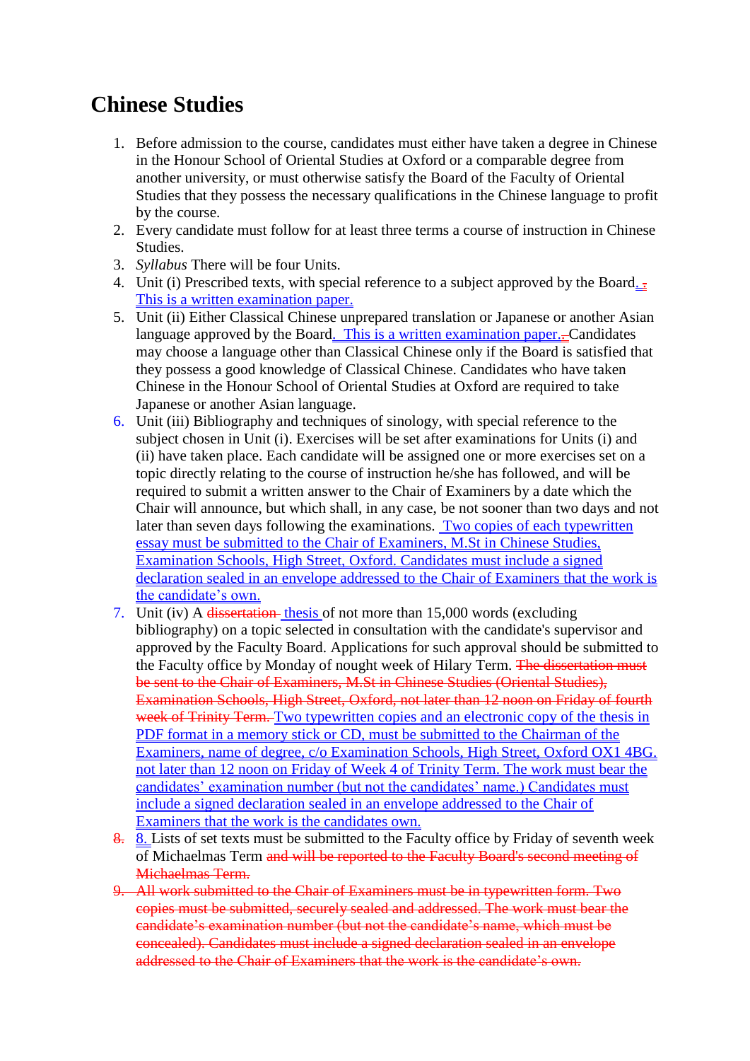# Chinese Studies

1. Before admission to the course, candidates must either have taken a degree in Chinese in the Honour School of Oriental Studies at Oxford or a comparable degree from another university, or must otherwise satisfy the Board of the Faculty of Oriental Studies that they possess the necessary qualifications in the Chinese language to profit by the course.
2. Every candidate must follow for at least three terms a course of instruction in Chinese Studies.
3. *Syllabus* There will be four Units.
4. Unit (i) Prescribed texts, with special reference to a subject approved by the Board. ~~.~~ This is a written examination paper.
5. Unit (ii) Either Classical Chinese unprepared translation or Japanese or another Asian language approved by the Board. This is a written examination paper. ~~.~~ Candidates may choose a language other than Classical Chinese only if the Board is satisfied that they possess a good knowledge of Classical Chinese. Candidates who have taken Chinese in the Honour School of Oriental Studies at Oxford are required to take Japanese or another Asian language.
6. Unit (iii) Bibliography and techniques of sinology, with special reference to the subject chosen in Unit (i). Exercises will be set after examinations for Units (i) and (ii) have taken place. Each candidate will be assigned one or more exercises set on a topic directly relating to the course of instruction he/she has followed, and will be required to submit a written answer to the Chair of Examiners by a date which the Chair will announce, but which shall, in any case, be not sooner than two days and not later than seven days following the examinations. Two copies of each typewritten essay must be submitted to the Chair of Examiners, M.St in Chinese Studies, Examination Schools, High Street, Oxford. Candidates must include a signed declaration sealed in an envelope addressed to the Chair of Examiners that the work is the candidate's own.
7. Unit (iv) A ~~dissertation~~ thesis of not more than 15,000 words (excluding bibliography) on a topic selected in consultation with the candidate's supervisor and approved by the Faculty Board. Applications for such approval should be submitted to the Faculty office by Monday of nought week of Hilary Term. ~~The dissertation must be sent to the Chair of Examiners, M.St in Chinese Studies (Oriental Studies), Examination Schools, High Street, Oxford, not later than 12 noon on Friday of fourth week of Trinity Term.~~ Two typewritten copies and an electronic copy of the thesis in PDF format in a memory stick or CD, must be submitted to the Chairman of the Examiners, name of degree, c/o Examination Schools, High Street, Oxford OX1 4BG. not later than 12 noon on Friday of Week 4 of Trinity Term. The work must bear the candidates' examination number (but not the candidates' name.) Candidates must include a signed declaration sealed in an envelope addressed to the Chair of Examiners that the work is the candidates own.
8. Lists of set texts must be submitted to the Faculty office by Friday of seventh week of Michaelmas Term ~~and will be reported to the Faculty Board's second meeting of Michaelmas Term.~~
9. ~~All work submitted to the Chair of Examiners must be in typewritten form. Two copies must be submitted, securely sealed and addressed. The work must bear the candidate's examination number (but not the candidate's name, which must be concealed). Candidates must include a signed declaration sealed in an envelope addressed to the Chair of Examiners that the work is the candidate's own.~~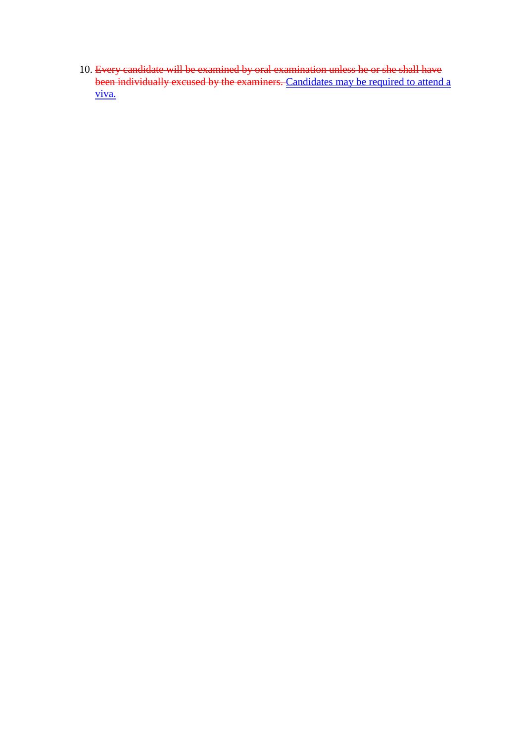10. ~~Every candidate will be examined by oral examination unless he or she shall have been individually excused by the examiners.~~ Candidates may be required to attend a viva.